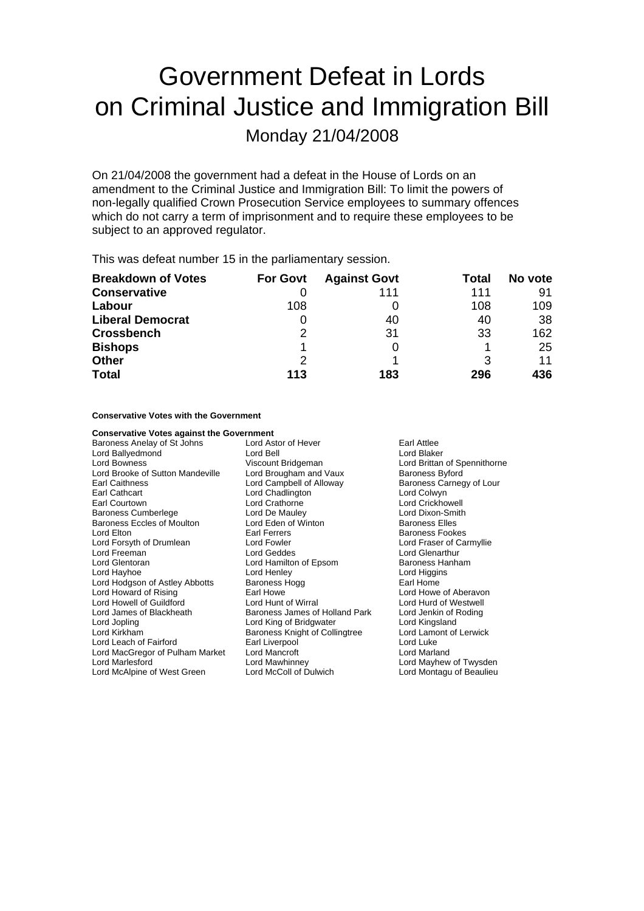# Government Defeat in Lords on Criminal Justice and Immigration Bill

Monday 21/04/2008

On 21/04/2008 the government had a defeat in the House of Lords on an amendment to the Criminal Justice and Immigration Bill: To limit the powers of non-legally qualified Crown Prosecution Service employees to summary offences which do not carry a term of imprisonment and to require these employees to be subject to an approved regulator.

This was defeat number 15 in the parliamentary session.

| Breakdown of Votes | For Govt | Against Govt | Total | No vote |
|---|---|---|---|---|
| **Conservative** | 0 | 111 | 111 | 91 |
| **Labour** | 108 | 0 | 108 | 109 |
| **Liberal Democrat** | 0 | 40 | 40 | 38 |
| **Crossbench** | 2 | 31 | 33 | 162 |
| **Bishops** | 1 | 0 | 1 | 25 |
| **Other** | 2 | 1 | 3 | 11 |
| **Total** | **113** | **183** | **296** | **436** |

**Conservative Votes with the Government**

**Conservative Votes against the Government**

Baroness Anelay of St Johns
Lord Astor of Hever
Earl Attlee
Lord Ballyedmond
Lord Bell
Lord Blaker
Lord Bowness
Viscount Bridgeman
Lord Brittan of Spennithorne
Lord Brooke of Sutton Mandeville
Lord Brougham and Vaux
Baroness Byford
Earl Caithness
Lord Campbell of Alloway
Baroness Carnegy of Lour
Earl Cathcart
Lord Chadlington
Lord Colwyn
Earl Courtown
Lord Crathorne
Lord Crickhowell
Baroness Cumberlege
Lord De Mauley
Lord Dixon-Smith
Baroness Eccles of Moulton
Lord Eden of Winton
Baroness Elles
Lord Elton
Earl Ferrers
Baroness Fookes
Lord Forsyth of Drumlean
Lord Fowler
Lord Fraser of Carmyllie
Lord Freeman
Lord Geddes
Lord Glenarthur
Lord Glentoran
Lord Hamilton of Epsom
Baroness Hanham
Lord Hayhoe
Lord Henley
Lord Higgins
Lord Hodgson of Astley Abbotts
Baroness Hogg
Earl Home
Lord Howard of Rising
Earl Howe
Lord Howe of Aberavon
Lord Howell of Guildford
Lord Hunt of Wirral
Lord Hurd of Westwell
Lord James of Blackheath
Baroness James of Holland Park
Lord Jenkin of Roding
Lord Jopling
Lord King of Bridgwater
Lord Kingsland
Lord Kirkham
Baroness Knight of Collingtree
Lord Lamont of Lerwick
Lord Leach of Fairford
Earl Liverpool
Lord Luke
Lord MacGregor of Pulham Market
Lord Mancroft
Lord Marland
Lord Marlesford
Lord Mawhinney
Lord Mayhew of Twysden
Lord McAlpine of West Green
Lord McColl of Dulwich
Lord Montagu of Beaulieu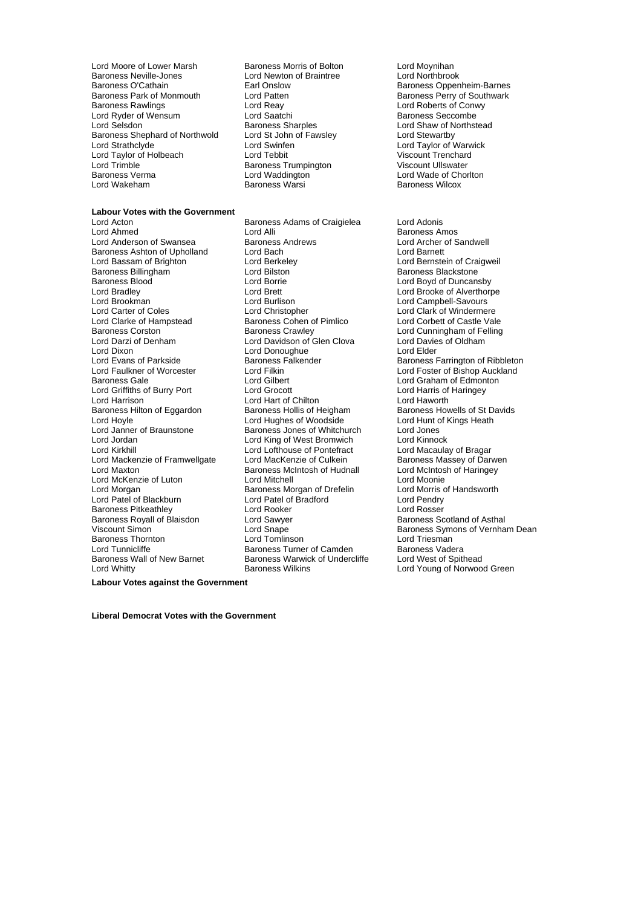Lord Moore of Lower Marsh
Baroness Morris of Bolton
Lord Moynihan
Baroness Neville-Jones
Lord Newton of Braintree
Lord Northbrook
Baroness O'Cathain
Earl Onslow
Baroness Oppenheim-Barnes
Baroness Park of Monmouth
Lord Patten
Baroness Perry of Southwark
Baroness Rawlings
Lord Reay
Lord Roberts of Conwy
Lord Ryder of Wensum
Lord Saatchi
Baroness Seccombe
Lord Selsdon
Baroness Sharples
Lord Shaw of Northstead
Baroness Shephard of Northwold
Lord St John of Fawsley
Lord Stewartby
Lord Strathclyde
Lord Swinfen
Lord Taylor of Warwick
Lord Taylor of Holbeach
Lord Tebbit
Viscount Trenchard
Lord Trimble
Baroness Trumpington
Viscount Ullswater
Baroness Verma
Lord Waddington
Lord Wade of Chorlton
Lord Wakeham
Baroness Warsi
Baroness Wilcox

**Labour Votes with the Government**

Lord Acton
Baroness Adams of Craigielea
Lord Adonis
Lord Ahmed
Lord Alli
Baroness Amos
Lord Anderson of Swansea
Baroness Andrews
Lord Archer of Sandwell
Baroness Ashton of Upholland
Lord Bach
Lord Barnett
Lord Bassam of Brighton
Lord Berkeley
Lord Bernstein of Craigweil
Baroness Billingham
Lord Bilston
Baroness Blackstone
Baroness Blood
Lord Borrie
Lord Boyd of Duncansby
Lord Bradley
Lord Brett
Lord Brooke of Alverthorpe
Lord Brookman
Lord Burlison
Lord Campbell-Savours
Lord Carter of Coles
Lord Christopher
Lord Clark of Windermere
Lord Clarke of Hampstead
Baroness Cohen of Pimlico
Lord Corbett of Castle Vale
Baroness Corston
Baroness Crawley
Lord Cunningham of Felling
Lord Darzi of Denham
Lord Davidson of Glen Clova
Lord Davies of Oldham
Lord Dixon
Lord Donoughue
Lord Elder
Lord Evans of Parkside
Baroness Falkender
Baroness Farrington of Ribbleton
Lord Faulkner of Worcester
Lord Filkin
Lord Foster of Bishop Auckland
Baroness Gale
Lord Gilbert
Lord Graham of Edmonton
Lord Griffiths of Burry Port
Lord Grocott
Lord Harris of Haringey
Lord Harrison
Lord Hart of Chilton
Lord Haworth
Baroness Hilton of Eggardon
Baroness Hollis of Heigham
Baroness Howells of St Davids
Lord Hoyle
Lord Hughes of Woodside
Lord Hunt of Kings Heath
Lord Janner of Braunstone
Baroness Jones of Whitchurch
Lord Jones
Lord Jordan
Lord King of West Bromwich
Lord Kinnock
Lord Kirkhill
Lord Lofthouse of Pontefract
Lord Macaulay of Bragar
Lord Mackenzie of Framwellgate
Lord MacKenzie of Culkein
Baroness Massey of Darwen
Lord Maxton
Baroness McIntosh of Hudnall
Lord McIntosh of Haringey
Lord McKenzie of Luton
Lord Mitchell
Lord Moonie
Lord Morgan
Baroness Morgan of Drefelin
Lord Morris of Handsworth
Lord Patel of Blackburn
Lord Patel of Bradford
Lord Pendry
Baroness Pitkeathley
Lord Rooker
Lord Rosser
Baroness Royall of Blaisdon
Lord Sawyer
Baroness Scotland of Asthal
Viscount Simon
Lord Snape
Baroness Symons of Vernham Dean
Baroness Thornton
Lord Tomlinson
Lord Triesman
Lord Tunnicliffe
Baroness Turner of Camden
Baroness Vadera
Baroness Wall of New Barnet
Baroness Warwick of Undercliffe
Lord West of Spithead
Lord Whitty
Baroness Wilkins
Lord Young of Norwood Green

**Labour Votes against the Government**

**Liberal Democrat Votes with the Government**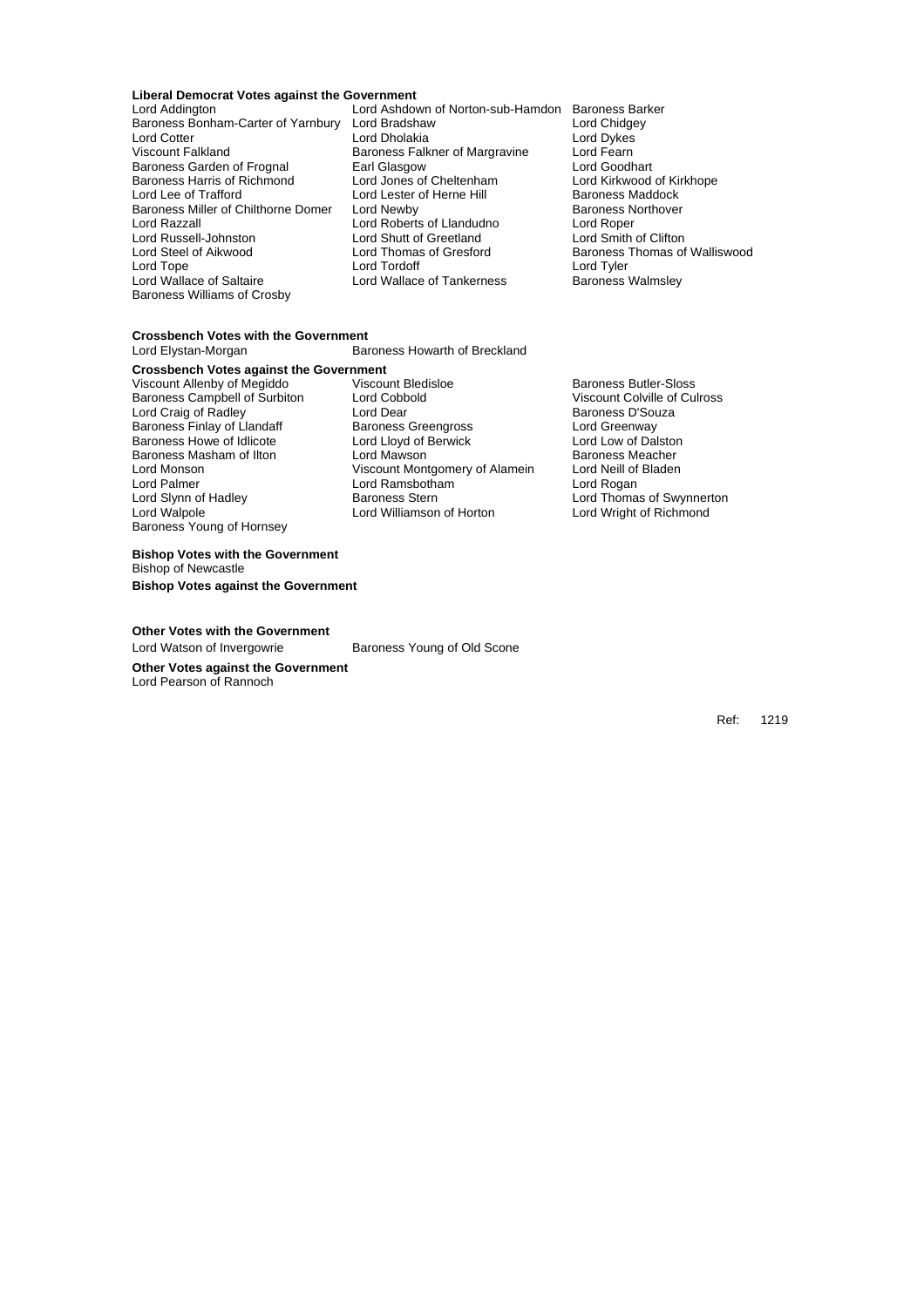**Liberal Democrat Votes against the Government**

Lord Addington
Lord Ashdown of Norton-sub-Hamdon
Baroness Barker
Baroness Bonham-Carter of Yarnbury
Lord Bradshaw
Lord Chidgey
Lord Cotter
Lord Dholakia
Lord Dykes
Viscount Falkland
Baroness Falkner of Margravine
Lord Fearn
Baroness Garden of Frognal
Earl Glasgow
Lord Goodhart
Baroness Harris of Richmond
Lord Jones of Cheltenham
Lord Kirkwood of Kirkhope
Lord Lee of Trafford
Lord Lester of Herne Hill
Baroness Maddock
Baroness Miller of Chilthorne Domer
Lord Newby
Baroness Northover
Lord Razzall
Lord Roberts of Llandudno
Lord Roper
Lord Russell-Johnston
Lord Shutt of Greetland
Lord Smith of Clifton
Lord Steel of Aikwood
Lord Thomas of Gresford
Baroness Thomas of Walliswood
Lord Tope
Lord Tordoff
Lord Tyler
Lord Wallace of Saltaire
Lord Wallace of Tankerness
Baroness Walmsley
Baroness Williams of Crosby

**Crossbench Votes with the Government**

Lord Elystan-Morgan
Baroness Howarth of Breckland

**Crossbench Votes against the Government**

Viscount Allenby of Megiddo
Viscount Bledisloe
Baroness Butler-Sloss
Baroness Campbell of Surbiton
Lord Cobbold
Viscount Colville of Culross
Lord Craig of Radley
Lord Dear
Baroness D'Souza
Baroness Finlay of Llandaff
Baroness Greengross
Lord Greenway
Baroness Howe of Idlicote
Lord Lloyd of Berwick
Lord Low of Dalston
Baroness Masham of Ilton
Lord Mawson
Baroness Meacher
Lord Monson
Viscount Montgomery of Alamein
Lord Neill of Bladen
Lord Palmer
Lord Ramsbotham
Lord Rogan
Lord Slynn of Hadley
Baroness Stern
Lord Thomas of Swynnerton
Lord Walpole
Lord Williamson of Horton
Lord Wright of Richmond
Baroness Young of Hornsey

**Bishop Votes with the Government**

Bishop of Newcastle

**Bishop Votes against the Government**

**Other Votes with the Government**

Lord Watson of Invergowrie
Baroness Young of Old Scone

**Other Votes against the Government**

Lord Pearson of Rannoch

Ref: 1219